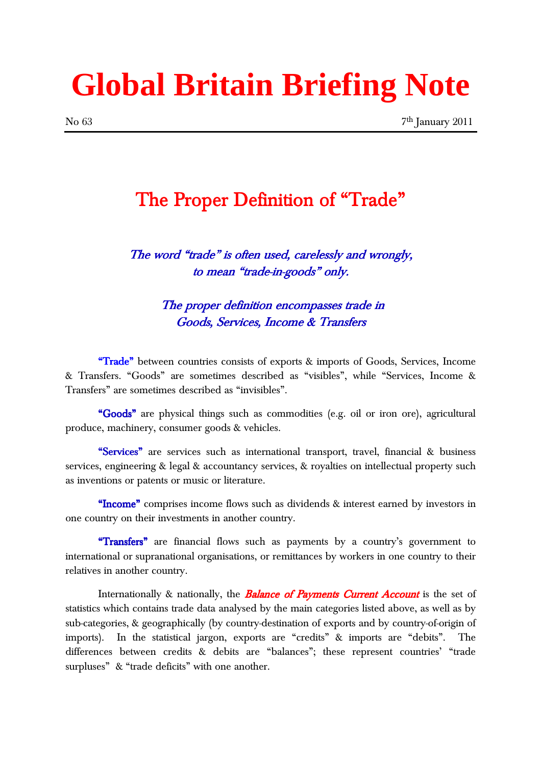# Global Britain Briefing Note

No 63 7th January 2011

## The Proper Definition of "Trade"

*The word "trade" is often used, carelessly and wrongly, to mean "trade-in-goods" only.*

*The proper definition encompasses trade in Goods, Services, Income & Transfers*

**"Trade"** between countries consists of exports & imports of Goods, Services, Income & Transfers. "Goods" are sometimes described as "visibles", while "Services, Income & Transfers" are sometimes described as "invisibles".

**"Goods"** are physical things such as commodities (e.g. oil or iron ore), agricultural produce, machinery, consumer goods & vehicles.

**"Services"** are services such as international transport, travel, financial & business services, engineering & legal & accountancy services, & royalties on intellectual property such as inventions or patents or music or literature.

**"Income"** comprises income flows such as dividends & interest earned by investors in one country on their investments in another country.

**"Transfers"** are financial flows such as payments by a country's government to international or supranational organisations, or remittances by workers in one country to their relatives in another country.

Internationally & nationally, the ***Balance of Payments Current Account*** is the set of statistics which contains trade data analysed by the main categories listed above, as well as by sub-categories, & geographically (by country-destination of exports and by country-of-origin of imports). In the statistical jargon, exports are "credits" & imports are "debits". The differences between credits & debits are "balances"; these represent countries' "trade surpluses" & "trade deficits" with one another.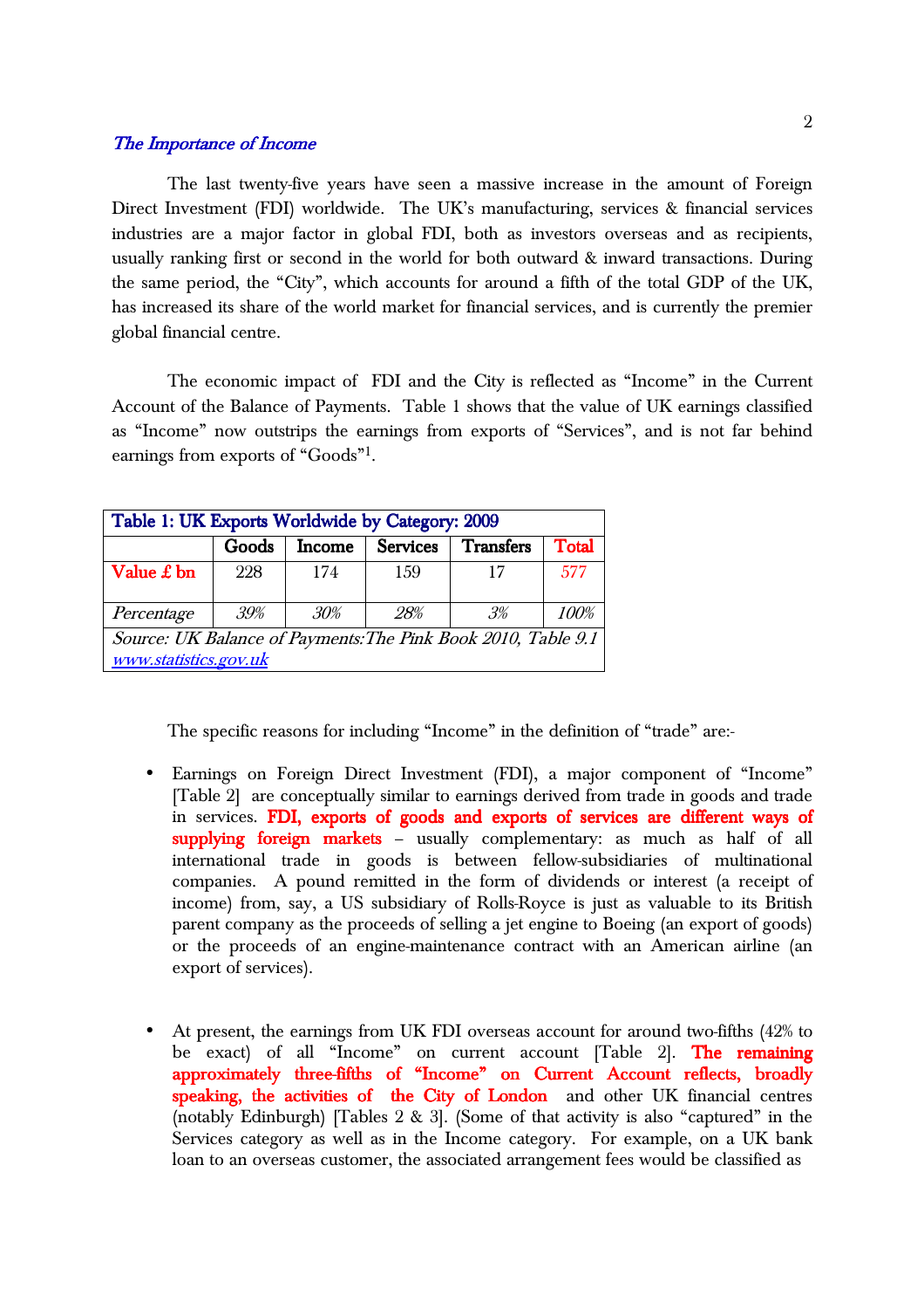### *The Importance of Income*

The last twenty-five years have seen a massive increase in the amount of Foreign Direct Investment (FDI) worldwide. The UK's manufacturing, services & financial services industries are a major factor in global FDI, both as investors overseas and as recipients, usually ranking first or second in the world for both outward & inward transactions. During the same period, the "City", which accounts for around a fifth of the total GDP of the UK, has increased its share of the world market for financial services, and is currently the premier global financial centre.

The economic impact of FDI and the City is reflected as "Income" in the Current Account of the Balance of Payments. Table 1 shows that the value of UK earnings classified as "Income" now outstrips the earnings from exports of "Services", and is not far behind earnings from exports of "Goods"[1].

| Table 1: UK Exports Worldwide by Category: 2009 | | | | | |
|---|---|---|---|---|---|
| | Goods | Income | Services | Transfers | Total |
| Value £ bn | 228 | 174 | 159 | 17 | 577 |
| *Percentage* | *39%* | *30%* | *28%* | *3%* | *100%* |
| *Source: UK Balance of Payments: The Pink Book 2010, Table 9.1* *www.statistics.gov.uk* | | | | | |

The specific reasons for including "Income" in the definition of "trade" are:-

- Earnings on Foreign Direct Investment (FDI), a major component of "Income" [Table 2] are conceptually similar to earnings derived from trade in goods and trade in services. **FDI, exports of goods and exports of services are different ways of supplying foreign markets** – usually complementary: as much as half of all international trade in goods is between fellow-subsidiaries of multinational companies. A pound remitted in the form of dividends or interest (a receipt of income) from, say, a US subsidiary of Rolls-Royce is just as valuable to its British parent company as the proceeds of selling a jet engine to Boeing (an export of goods) or the proceeds of an engine-maintenance contract with an American airline (an export of services).

- At present, the earnings from UK FDI overseas account for around two-fifths (42% to be exact) of all "Income" on current account [Table 2]. **The remaining approximately three-fifths of "Income" on Current Account reflects, broadly speaking, the activities of the City of London** and other UK financial centres (notably Edinburgh) [Tables 2 & 3]. (Some of that activity is also "captured" in the Services category as well as in the Income category. For example, on a UK bank loan to an overseas customer, the associated arrangement fees would be classified as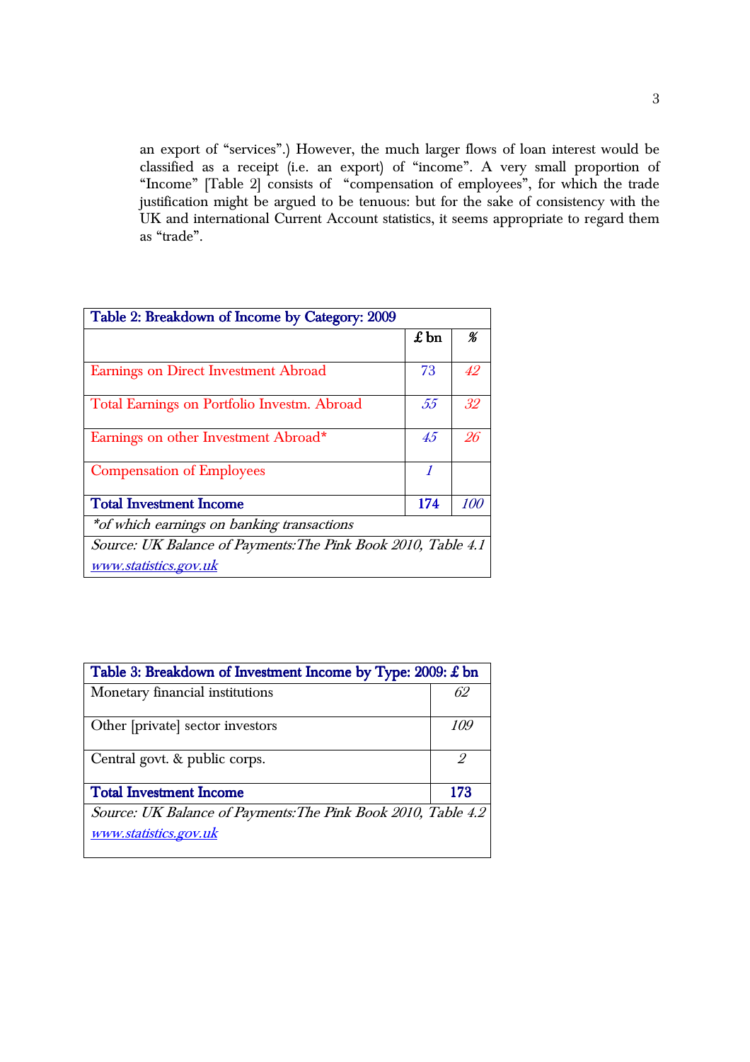an export of "services".) However, the much larger flows of loan interest would be classified as a receipt (i.e. an export) of "income". A very small proportion of "Income" [Table 2] consists of "compensation of employees", for which the trade justification might be argued to be tenuous: but for the sake of consistency with the UK and international Current Account statistics, it seems appropriate to regard them as "trade".

| Table 2: Breakdown of Income by Category: 2009 | | |
|---|---|---|
| | **£ bn** | **%** |
| Earnings on Direct Investment Abroad | 73 | *42* |
| Total Earnings on Portfolio Investm. Abroad | *55* | *32* |
| Earnings on other Investment Abroad* | *45* | *26* |
| Compensation of Employees | *1* | |
| **Total Investment Income** | **174** | *100* |
| *\*of which earnings on banking transactions* | | |
| *Source: UK Balance of Payments:The Pink Book 2010, Table 4.1* *www.statistics.gov.uk* | | |

| Table 3: Breakdown of Investment Income by Type: 2009: £ bn | |
|---|---|
| Monetary financial institutions | *62* |
| Other [private] sector investors | *109* |
| Central govt. & public corps. | *2* |
| **Total Investment Income** | **173** |
| *Source: UK Balance of Payments:The Pink Book 2010, Table 4.2* *www.statistics.gov.uk* | |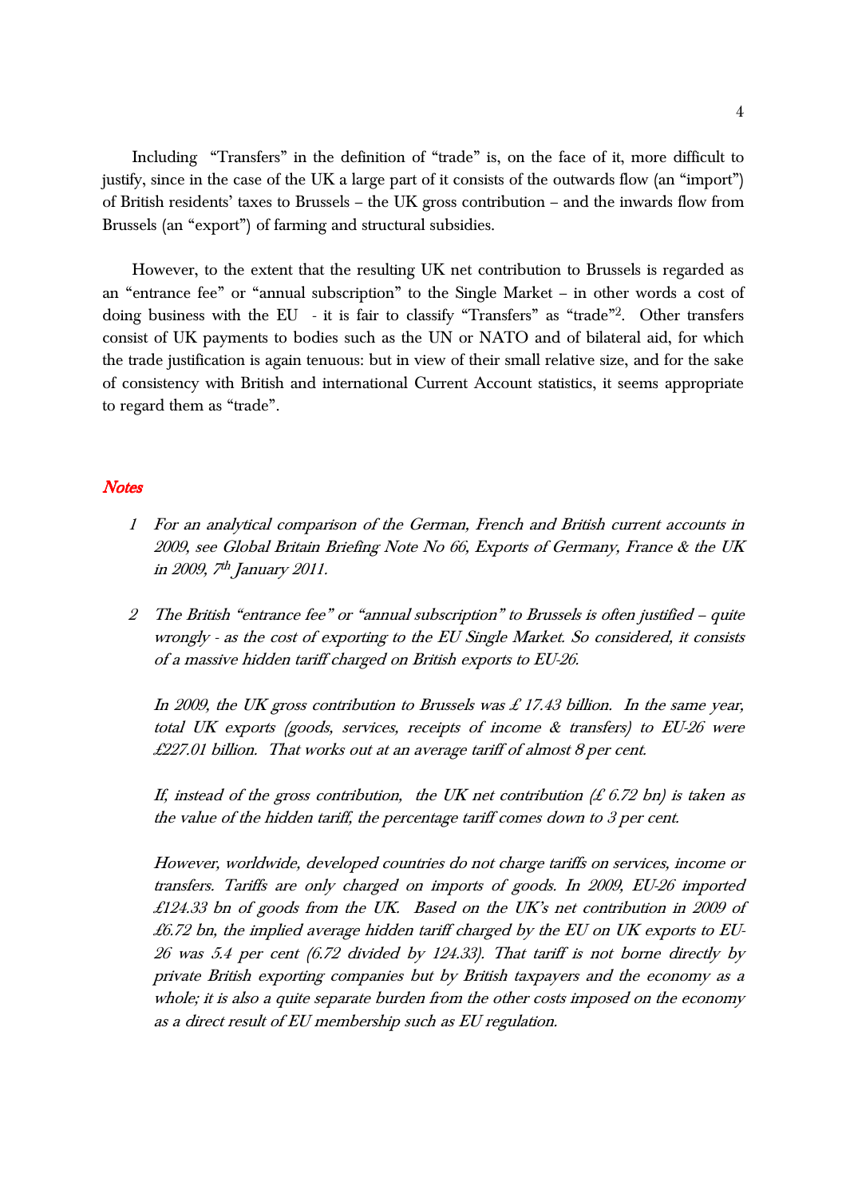Including "Transfers" in the definition of "trade" is, on the face of it, more difficult to justify, since in the case of the UK a large part of it consists of the outwards flow (an "import") of British residents' taxes to Brussels – the UK gross contribution – and the inwards flow from Brussels (an "export") of farming and structural subsidies.

However, to the extent that the resulting UK net contribution to Brussels is regarded as an "entrance fee" or "annual subscription" to the Single Market – in other words a cost of doing business with the EU - it is fair to classify "Transfers" as "trade"[2]. Other transfers consist of UK payments to bodies such as the UN or NATO and of bilateral aid, for which the trade justification is again tenuous: but in view of their small relative size, and for the sake of consistency with British and international Current Account statistics, it seems appropriate to regard them as "trade".

## *Notes*

1. *For an analytical comparison of the German, French and British current accounts in 2009, see Global Britain Briefing Note No 66, Exports of Germany, France & the UK in 2009, 7th January 2011.*

2. *The British "entrance fee" or "annual subscription" to Brussels is often justified – quite wrongly - as the cost of exporting to the EU Single Market. So considered, it consists of a massive hidden tariff charged on British exports to EU-26.*

   *In 2009, the UK gross contribution to Brussels was £ 17.43 billion. In the same year, total UK exports (goods, services, receipts of income & transfers) to EU-26 were £227.01 billion. That works out at an average tariff of almost 8 per cent.*

   *If, instead of the gross contribution, the UK net contribution (£ 6.72 bn) is taken as the value of the hidden tariff, the percentage tariff comes down to 3 per cent.*

   *However, worldwide, developed countries do not charge tariffs on services, income or transfers. Tariffs are only charged on imports of goods. In 2009, EU-26 imported £124.33 bn of goods from the UK. Based on the UK's net contribution in 2009 of £6.72 bn, the implied average hidden tariff charged by the EU on UK exports to EU-26 was 5.4 per cent (6.72 divided by 124.33). That tariff is not borne directly by private British exporting companies but by British taxpayers and the economy as a whole; it is also a quite separate burden from the other costs imposed on the economy as a direct result of EU membership such as EU regulation.*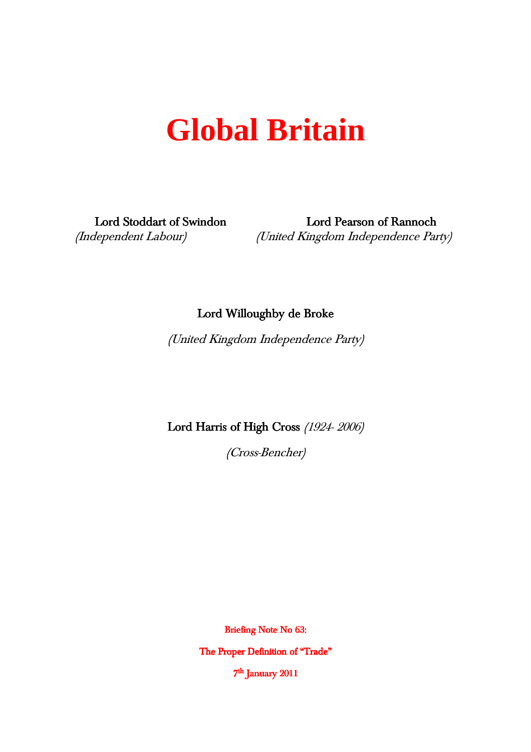# Global Britain

Lord Stoddart of Swindon
*(Independent Labour)*

Lord Pearson of Rannoch
*(United Kingdom Independence Party)*

Lord Willoughby de Broke
*(United Kingdom Independence Party)*

Lord Harris of High Cross *(1924- 2006)*
*(Cross-Bencher)*

Briefing Note No 63:

The Proper Definition of "Trade"

7th January 2011